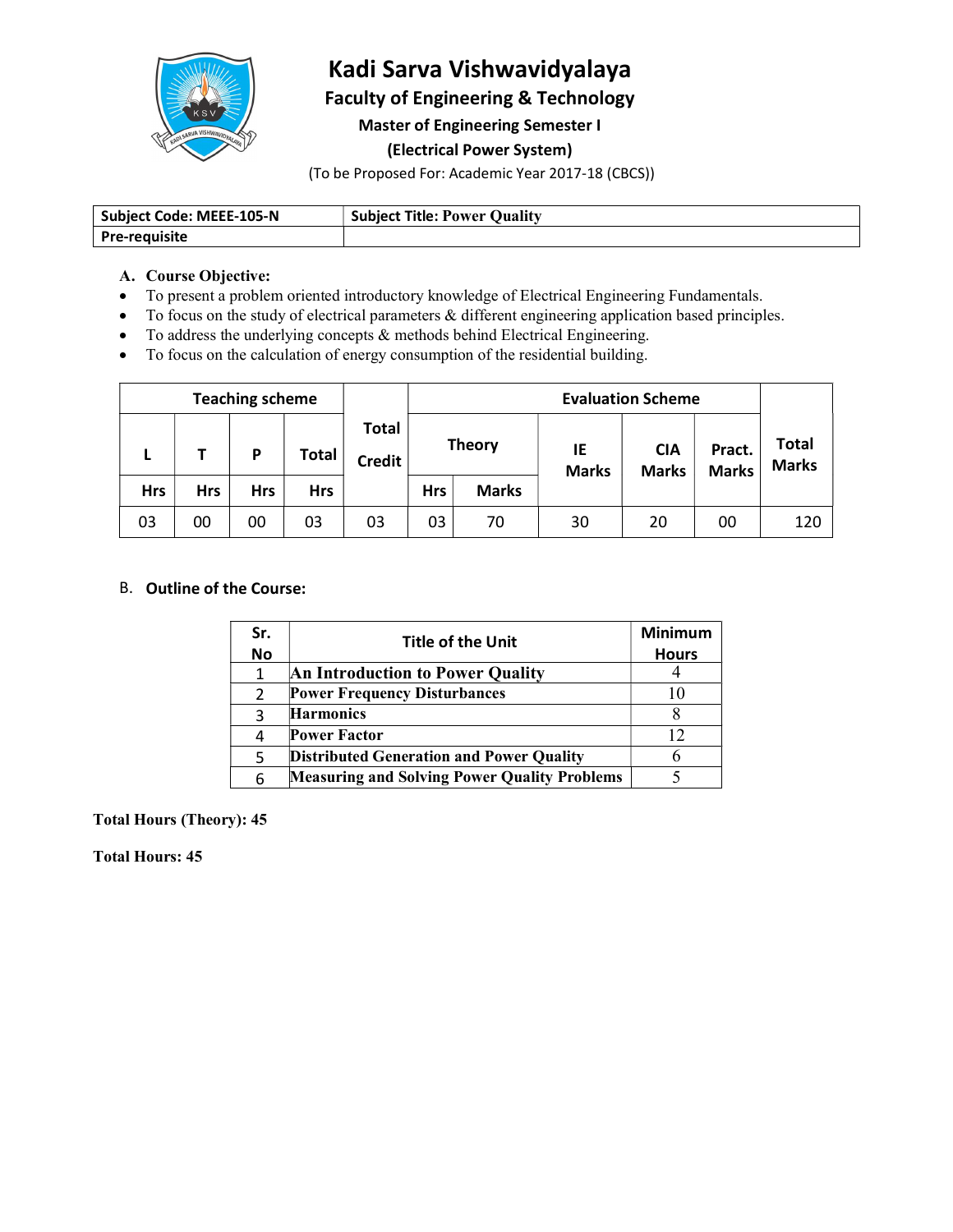# Kadi Sarva Vishwavidyalaya

## Faculty of Engineering & Technology

### Master of Engineering Semester I

### (Electrical Power System)

(To be Proposed For: Academic Year 2017-18 (CBCS))

| Subject Code: MEEE-105-N | Subject Title: Power Quality |
|---|---|
| Pre-requisite | |

**A. Course Objective:**

- To present a problem oriented introductory knowledge of Electrical Engineering Fundamentals.
- To focus on the study of electrical parameters & different engineering application based principles.
- To address the underlying concepts & methods behind Electrical Engineering.
- To focus on the calculation of energy consumption of the residential building.

| Teaching scheme | | | | Total Credit | Evaluation Scheme | | | | | Total Marks |
|---|---|---|---|---|---|---|---|---|---|---|
| L | T | P | Total | | Theory | | IE Marks | CIA Marks | Pract. Marks | |
| Hrs | Hrs | Hrs | Hrs | | Hrs | Marks | | | | |
| 03 | 00 | 00 | 03 | 03 | 03 | 70 | 30 | 20 | 00 | 120 |

B. **Outline of the Course:**

| Sr. No | Title of the Unit | Minimum Hours |
|---|---|---|
| 1 | **An Introduction to Power Quality** | 4 |
| 2 | **Power Frequency Disturbances** | 10 |
| 3 | **Harmonics** | 8 |
| 4 | **Power Factor** | 12 |
| 5 | **Distributed Generation and Power Quality** | 6 |
| 6 | **Measuring and Solving Power Quality Problems** | 5 |

**Total Hours (Theory): 45**

**Total Hours: 45**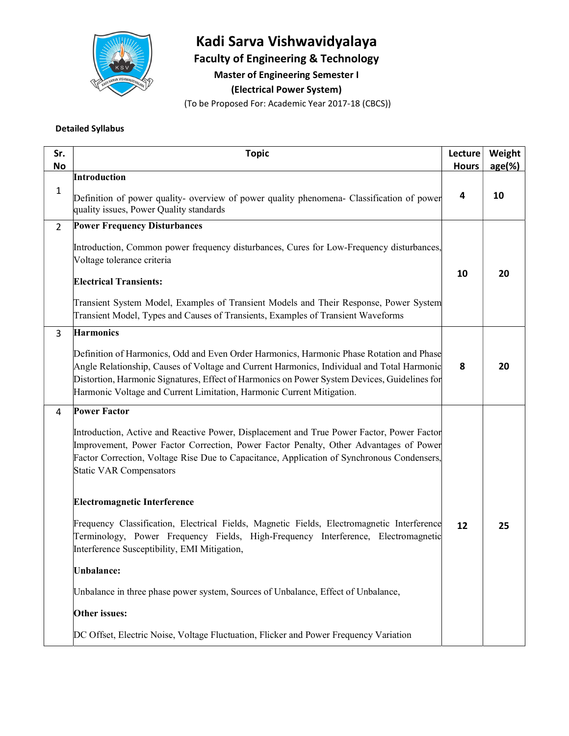# Kadi Sarva Vishwavidyalaya

## Faculty of Engineering & Technology

### Master of Engineering Semester I

### (Electrical Power System)

(To be Proposed For: Academic Year 2017-18 (CBCS))

**Detailed Syllabus**

| Sr. No | Topic | Lecture Hours | Weight age(%) |
|---|---|---|---|
| 1 | **Introduction**<br><br>Definition of power quality- overview of power quality phenomena- Classification of power quality issues, Power Quality standards | 4 | 10 |
| 2 | **Power Frequency Disturbances**<br><br>Introduction, Common power frequency disturbances, Cures for Low-Frequency disturbances, Voltage tolerance criteria<br><br>**Electrical Transients:**<br><br>Transient System Model, Examples of Transient Models and Their Response, Power System Transient Model, Types and Causes of Transients, Examples of Transient Waveforms | 10 | 20 |
| 3 | **Harmonics**<br><br>Definition of Harmonics, Odd and Even Order Harmonics, Harmonic Phase Rotation and Phase Angle Relationship, Causes of Voltage and Current Harmonics, Individual and Total Harmonic Distortion, Harmonic Signatures, Effect of Harmonics on Power System Devices, Guidelines for Harmonic Voltage and Current Limitation, Harmonic Current Mitigation. | 8 | 20 |
| 4 | **Power Factor**<br><br>Introduction, Active and Reactive Power, Displacement and True Power Factor, Power Factor Improvement, Power Factor Correction, Power Factor Penalty, Other Advantages of Power Factor Correction, Voltage Rise Due to Capacitance, Application of Synchronous Condensers, Static VAR Compensators<br><br>**Electromagnetic Interference**<br><br>Frequency Classification, Electrical Fields, Magnetic Fields, Electromagnetic Interference Terminology, Power Frequency Fields, High-Frequency Interference, Electromagnetic Interference Susceptibility, EMI Mitigation,<br><br>**Unbalance:**<br><br>Unbalance in three phase power system, Sources of Unbalance, Effect of Unbalance,<br><br>**Other issues:**<br><br>DC Offset, Electric Noise, Voltage Fluctuation, Flicker and Power Frequency Variation | 12 | 25 |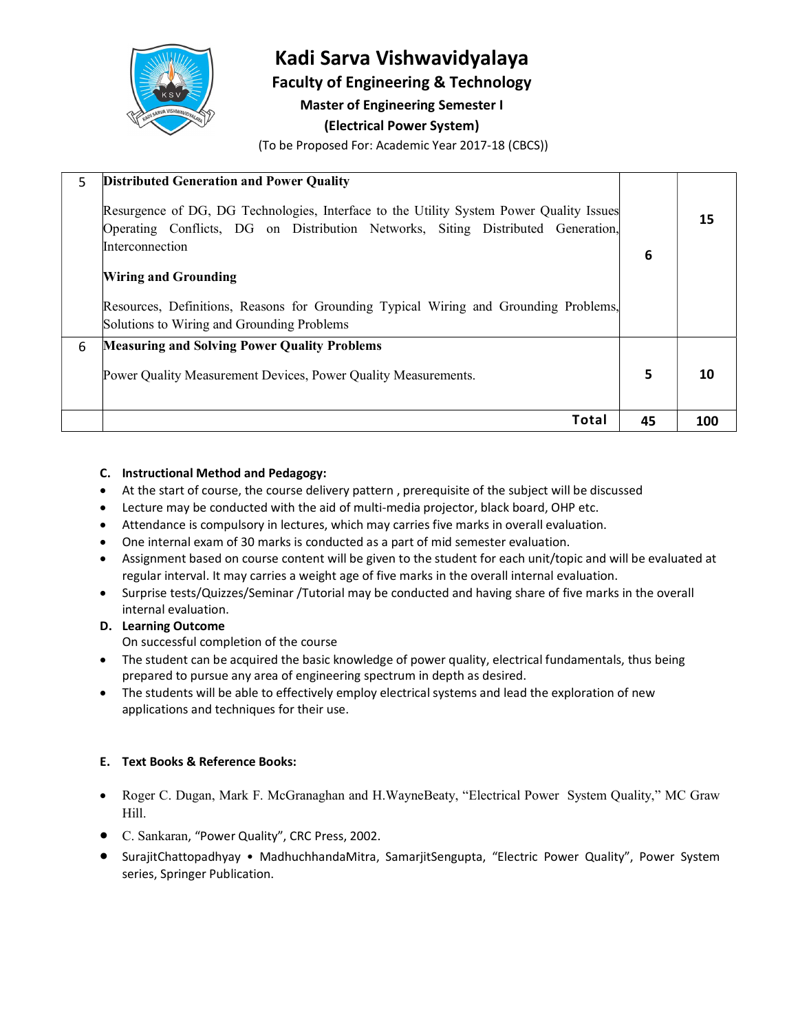| | | | |
|---|---|---|---|
| 5 | **Distributed Generation and Power Quality**<br><br>Resurgence of DG, DG Technologies, Interface to the Utility System Power Quality Issues Operating Conflicts, DG on Distribution Networks, Siting Distributed Generation, Interconnection<br><br>**Wiring and Grounding**<br><br>Resources, Definitions, Reasons for Grounding Typical Wiring and Grounding Problems, Solutions to Wiring and Grounding Problems | 6 | 15 |
| 6 | **Measuring and Solving Power Quality Problems**<br><br>Power Quality Measurement Devices, Power Quality Measurements. | 5 | 10 |
| | **Total** | **45** | **100** |

**C. Instructional Method and Pedagogy:**

- At the start of course, the course delivery pattern , prerequisite of the subject will be discussed
- Lecture may be conducted with the aid of multi-media projector, black board, OHP etc.
- Attendance is compulsory in lectures, which may carries five marks in overall evaluation.
- One internal exam of 30 marks is conducted as a part of mid semester evaluation.
- Assignment based on course content will be given to the student for each unit/topic and will be evaluated at regular interval. It may carries a weight age of five marks in the overall internal evaluation.
- Surprise tests/Quizzes/Seminar /Tutorial may be conducted and having share of five marks in the overall internal evaluation.

**D. Learning Outcome**

On successful completion of the course

- The student can be acquired the basic knowledge of power quality, electrical fundamentals, thus being prepared to pursue any area of engineering spectrum in depth as desired.
- The students will be able to effectively employ electrical systems and lead the exploration of new applications and techniques for their use.

**E. Text Books & Reference Books:**

- Roger C. Dugan, Mark F. McGranaghan and H.WayneBeaty, "Electrical Power System Quality," MC Graw Hill.
- C. Sankaran, "Power Quality", CRC Press, 2002.
- SurajitChattopadhyay • MadhuchhandaMitra, SamarjitSengupta, "Electric Power Quality", Power System series, Springer Publication.